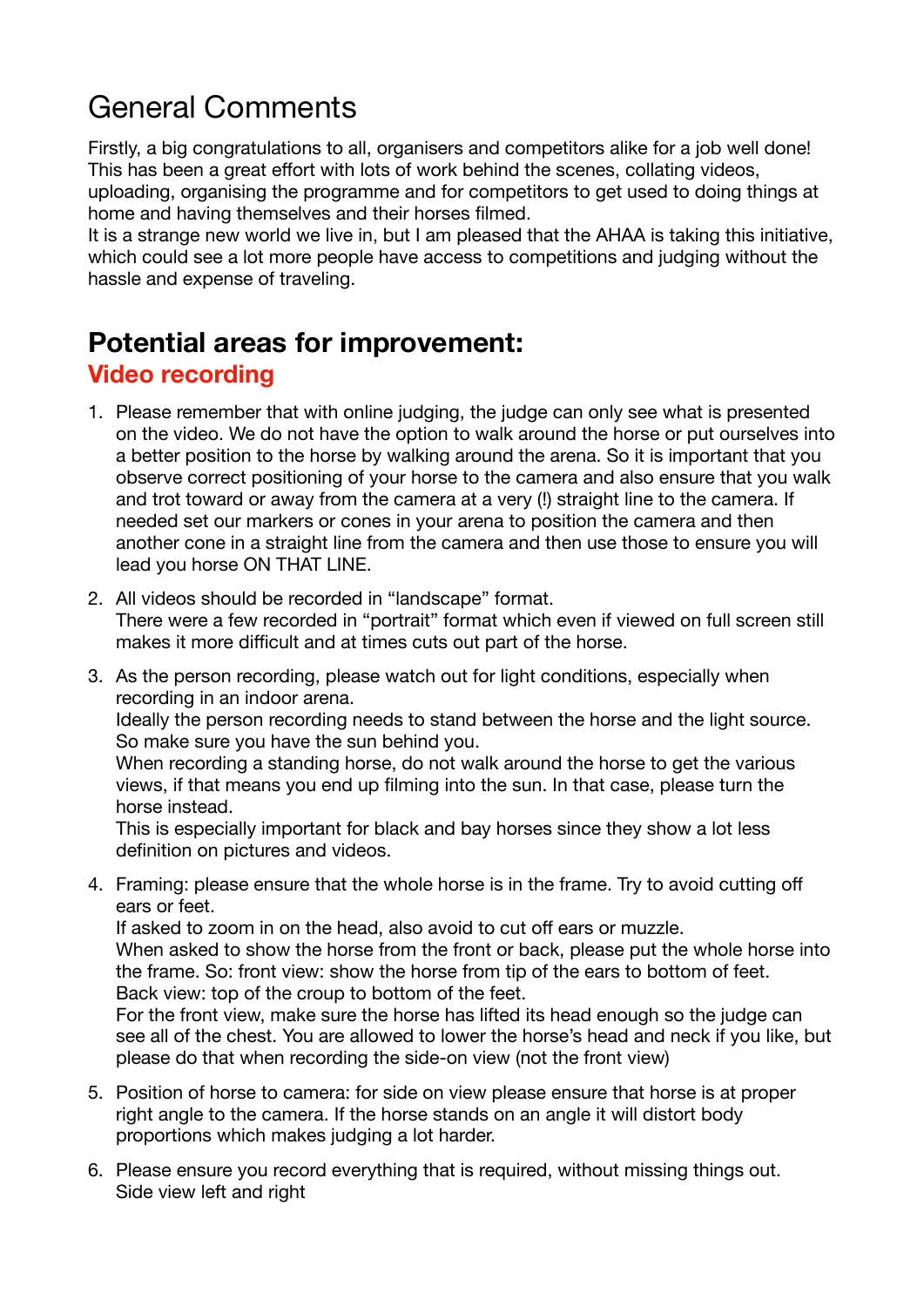# General Comments

Firstly, a big congratulations to all, organisers and competitors alike for a job well done! This has been a great effort with lots of work behind the scenes, collating videos, uploading, organising the programme and for competitors to get used to doing things at home and having themselves and their horses filmed.
It is a strange new world we live in, but I am pleased that the AHAA is taking this initiative, which could see a lot more people have access to competitions and judging without the hassle and expense of traveling.

## Potential areas for improvement:

### Video recording

1. Please remember that with online judging, the judge can only see what is presented on the video. We do not have the option to walk around the horse or put ourselves into a better position to the horse by walking around the arena. So it is important that you observe correct positioning of your horse to the camera and also ensure that you walk and trot toward or away from the camera at a very (!) straight line to the camera. If needed set our markers or cones in your arena to position the camera and then another cone in a straight line from the camera and then use those to ensure you will lead you horse ON THAT LINE.
2. All videos should be recorded in "landscape" format.
   There were a few recorded in "portrait" format which even if viewed on full screen still makes it more difficult and at times cuts out part of the horse.
3. As the person recording, please watch out for light conditions, especially when recording in an indoor arena.
   Ideally the person recording needs to stand between the horse and the light source. So make sure you have the sun behind you.
   When recording a standing horse, do not walk around the horse to get the various views, if that means you end up filming into the sun. In that case, please turn the horse instead.
   This is especially important for black and bay horses since they show a lot less definition on pictures and videos.
4. Framing: please ensure that the whole horse is in the frame. Try to avoid cutting off ears or feet.
   If asked to zoom in on the head, also avoid to cut off ears or muzzle.
   When asked to show the horse from the front or back, please put the whole horse into the frame. So: front view: show the horse from tip of the ears to bottom of feet.
   Back view: top of the croup to bottom of the feet.
   For the front view, make sure the horse has lifted its head enough so the judge can see all of the chest. You are allowed to lower the horse's head and neck if you like, but please do that when recording the side-on view (not the front view)
5. Position of horse to camera: for side on view please ensure that horse is at proper right angle to the camera. If the horse stands on an angle it will distort body proportions which makes judging a lot harder.
6. Please ensure you record everything that is required, without missing things out.
   Side view left and right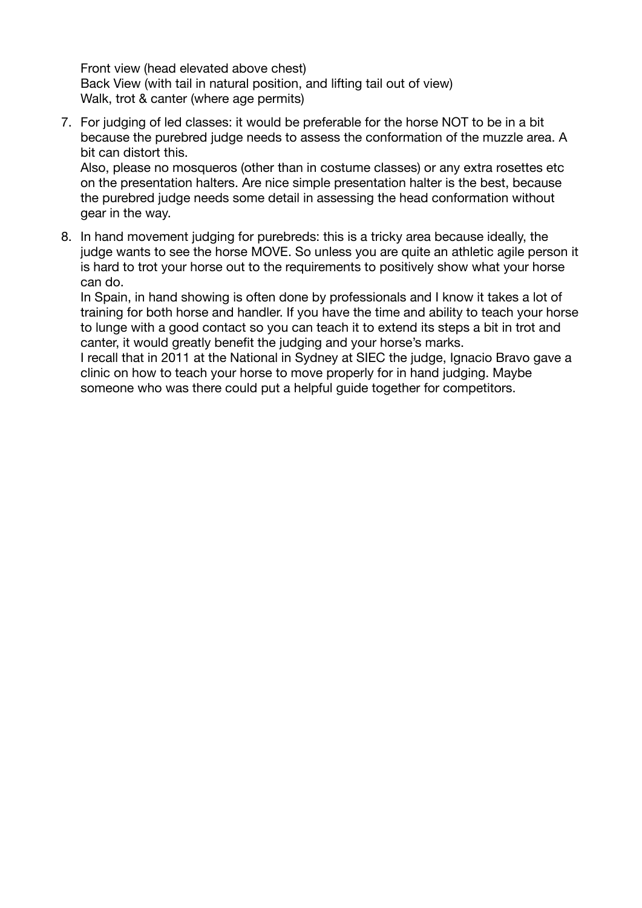Front view (head elevated above chest)  
Back View (with tail in natural position, and lifting tail out of view)  
Walk, trot & canter (where age permits)

7. For judging of led classes: it would be preferable for the horse NOT to be in a bit because the purebred judge needs to assess the conformation of the muzzle area. A bit can distort this.
   Also, please no mosqueros (other than in costume classes) or any extra rosettes etc on the presentation halters. Are nice simple presentation halter is the best, because the purebred judge needs some detail in assessing the head conformation without gear in the way.

8. In hand movement judging for purebreds: this is a tricky area because ideally, the judge wants to see the horse MOVE. So unless you are quite an athletic agile person it is hard to trot your horse out to the requirements to positively show what your horse can do.
   In Spain, in hand showing is often done by professionals and I know it takes a lot of training for both horse and handler. If you have the time and ability to teach your horse to lunge with a good contact so you can teach it to extend its steps a bit in trot and canter, it would greatly benefit the judging and your horse's marks.
   I recall that in 2011 at the National in Sydney at SIEC the judge, Ignacio Bravo gave a clinic on how to teach your horse to move properly for in hand judging. Maybe someone who was there could put a helpful guide together for competitors.